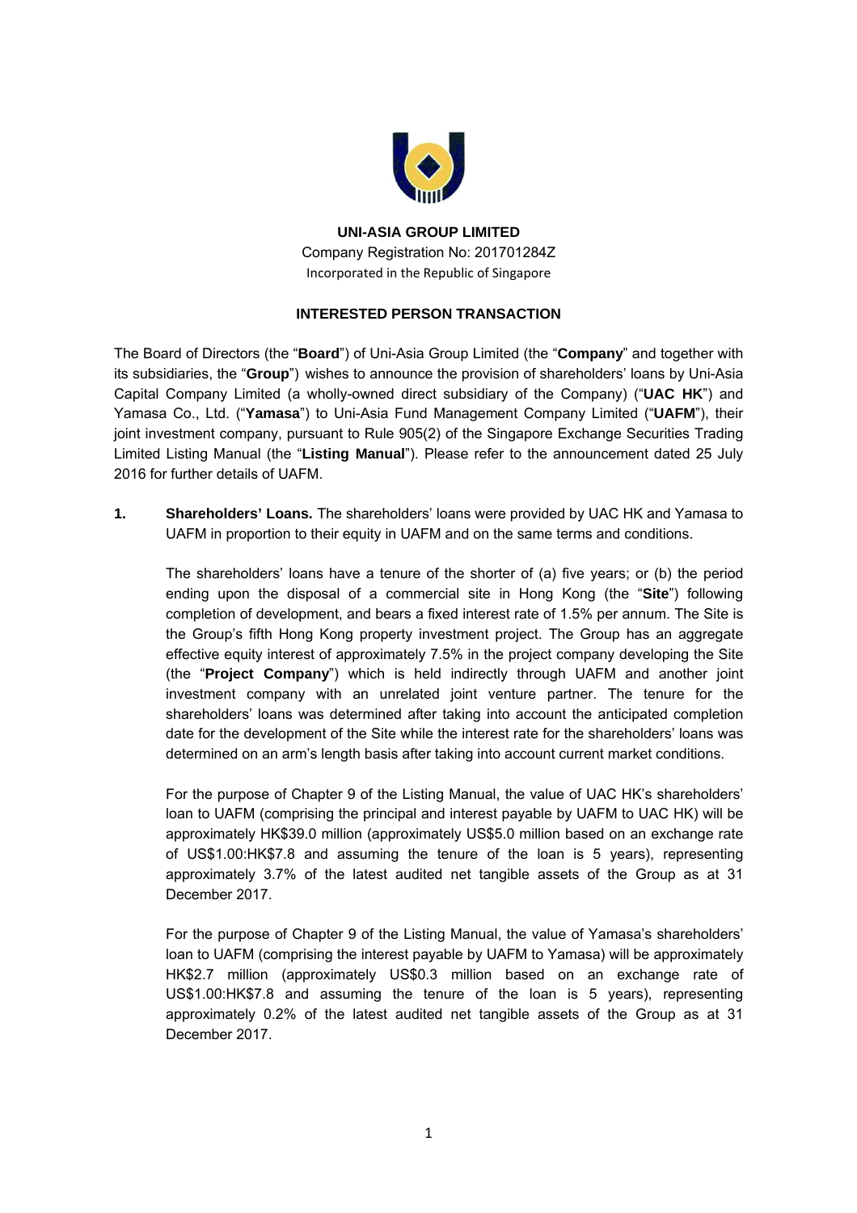**UNI-ASIA GROUP LIMITED**

Company Registration No: 201701284Z

Incorporated in the Republic of Singapore

**INTERESTED PERSON TRANSACTION**

The Board of Directors (the "**Board**") of Uni-Asia Group Limited (the "**Company**" and together with its subsidiaries, the "**Group**") wishes to announce the provision of shareholders' loans by Uni-Asia Capital Company Limited (a wholly-owned direct subsidiary of the Company) ("**UAC HK**") and Yamasa Co., Ltd. ("**Yamasa**") to Uni-Asia Fund Management Company Limited ("**UAFM**"), their joint investment company, pursuant to Rule 905(2) of the Singapore Exchange Securities Trading Limited Listing Manual (the "**Listing Manual**"). Please refer to the announcement dated 25 July 2016 for further details of UAFM.

1. **Shareholders' Loans.** The shareholders' loans were provided by UAC HK and Yamasa to UAFM in proportion to their equity in UAFM and on the same terms and conditions.

   The shareholders' loans have a tenure of the shorter of (a) five years; or (b) the period ending upon the disposal of a commercial site in Hong Kong (the "**Site**") following completion of development, and bears a fixed interest rate of 1.5% per annum. The Site is the Group's fifth Hong Kong property investment project. The Group has an aggregate effective equity interest of approximately 7.5% in the project company developing the Site (the "**Project Company**") which is held indirectly through UAFM and another joint investment company with an unrelated joint venture partner. The tenure for the shareholders' loans was determined after taking into account the anticipated completion date for the development of the Site while the interest rate for the shareholders' loans was determined on an arm's length basis after taking into account current market conditions.

   For the purpose of Chapter 9 of the Listing Manual, the value of UAC HK's shareholders' loan to UAFM (comprising the principal and interest payable by UAFM to UAC HK) will be approximately HK$39.0 million (approximately US$5.0 million based on an exchange rate of US$1.00:HK$7.8 and assuming the tenure of the loan is 5 years), representing approximately 3.7% of the latest audited net tangible assets of the Group as at 31 December 2017.

   For the purpose of Chapter 9 of the Listing Manual, the value of Yamasa's shareholders' loan to UAFM (comprising the interest payable by UAFM to Yamasa) will be approximately HK$2.7 million (approximately US$0.3 million based on an exchange rate of US$1.00:HK$7.8 and assuming the tenure of the loan is 5 years), representing approximately 0.2% of the latest audited net tangible assets of the Group as at 31 December 2017.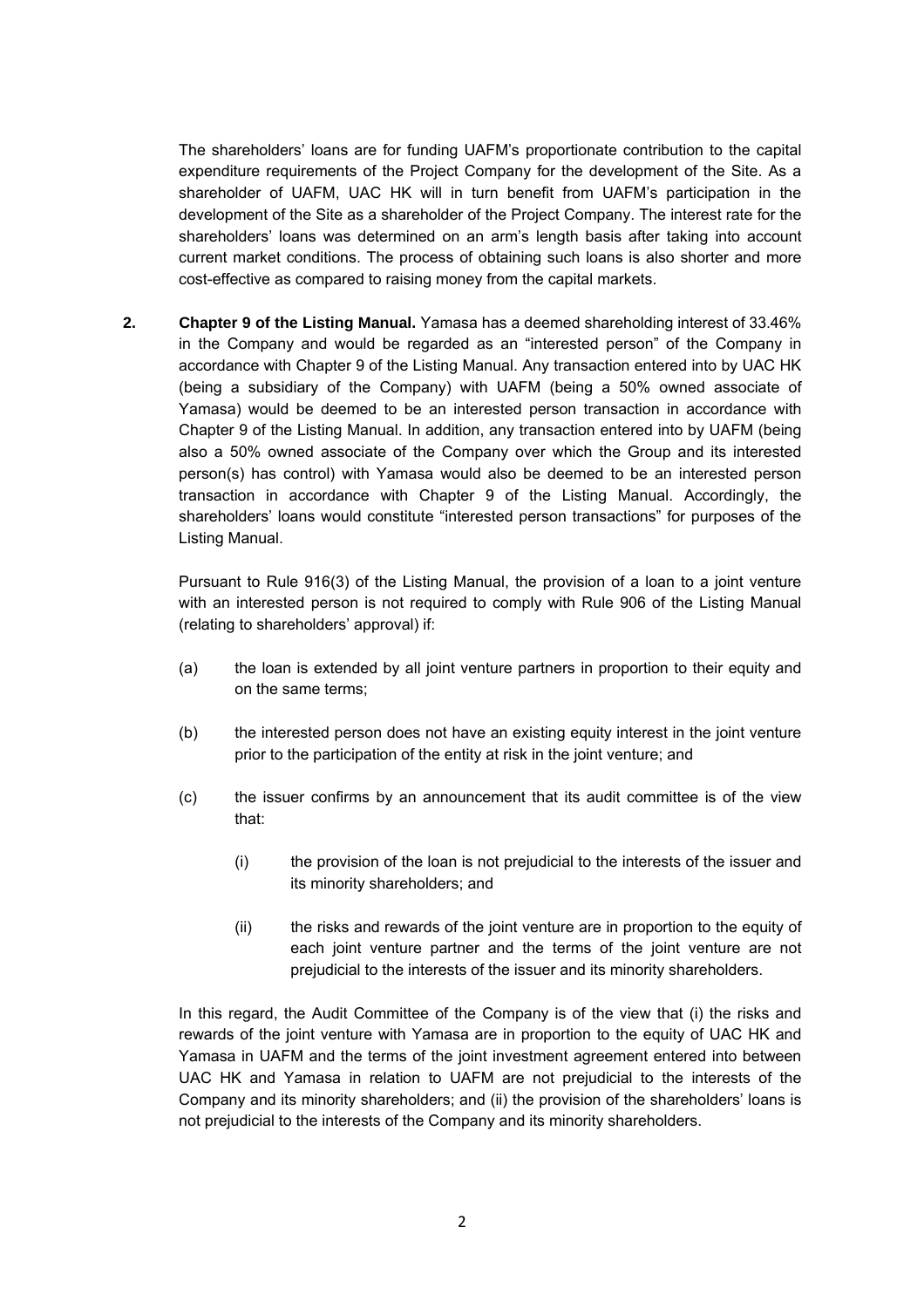The shareholders' loans are for funding UAFM's proportionate contribution to the capital expenditure requirements of the Project Company for the development of the Site. As a shareholder of UAFM, UAC HK will in turn benefit from UAFM's participation in the development of the Site as a shareholder of the Project Company. The interest rate for the shareholders' loans was determined on an arm's length basis after taking into account current market conditions. The process of obtaining such loans is also shorter and more cost-effective as compared to raising money from the capital markets.

**2. Chapter 9 of the Listing Manual.** Yamasa has a deemed shareholding interest of 33.46% in the Company and would be regarded as an "interested person" of the Company in accordance with Chapter 9 of the Listing Manual. Any transaction entered into by UAC HK (being a subsidiary of the Company) with UAFM (being a 50% owned associate of Yamasa) would be deemed to be an interested person transaction in accordance with Chapter 9 of the Listing Manual. In addition, any transaction entered into by UAFM (being also a 50% owned associate of the Company over which the Group and its interested person(s) has control) with Yamasa would also be deemed to be an interested person transaction in accordance with Chapter 9 of the Listing Manual. Accordingly, the shareholders' loans would constitute "interested person transactions" for purposes of the Listing Manual.

Pursuant to Rule 916(3) of the Listing Manual, the provision of a loan to a joint venture with an interested person is not required to comply with Rule 906 of the Listing Manual (relating to shareholders' approval) if:

(a) the loan is extended by all joint venture partners in proportion to their equity and on the same terms;

(b) the interested person does not have an existing equity interest in the joint venture prior to the participation of the entity at risk in the joint venture; and

(c) the issuer confirms by an announcement that its audit committee is of the view that:

  (i) the provision of the loan is not prejudicial to the interests of the issuer and its minority shareholders; and

  (ii) the risks and rewards of the joint venture are in proportion to the equity of each joint venture partner and the terms of the joint venture are not prejudicial to the interests of the issuer and its minority shareholders.

In this regard, the Audit Committee of the Company is of the view that (i) the risks and rewards of the joint venture with Yamasa are in proportion to the equity of UAC HK and Yamasa in UAFM and the terms of the joint investment agreement entered into between UAC HK and Yamasa in relation to UAFM are not prejudicial to the interests of the Company and its minority shareholders; and (ii) the provision of the shareholders' loans is not prejudicial to the interests of the Company and its minority shareholders.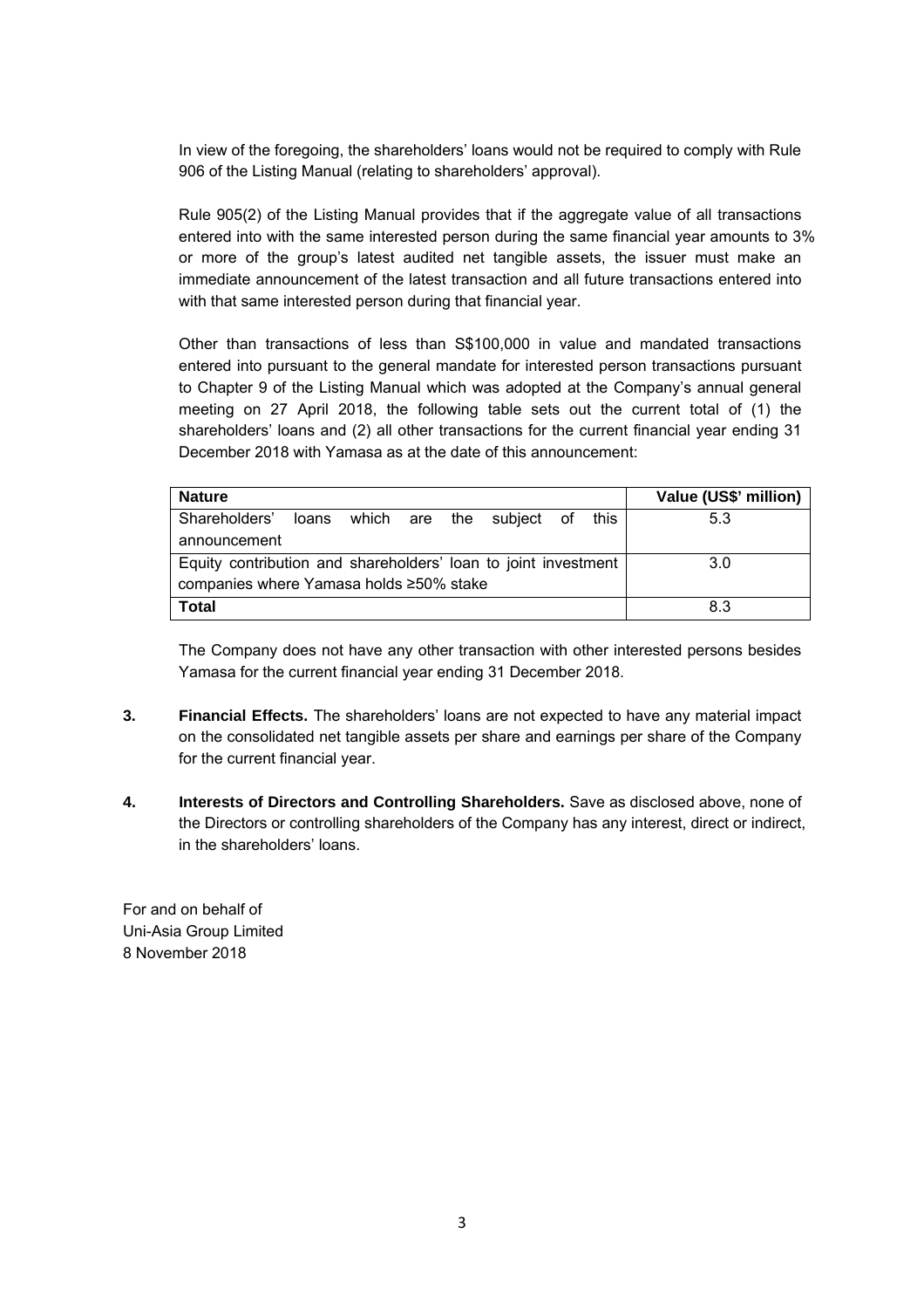In view of the foregoing, the shareholders' loans would not be required to comply with Rule 906 of the Listing Manual (relating to shareholders' approval).

Rule 905(2) of the Listing Manual provides that if the aggregate value of all transactions entered into with the same interested person during the same financial year amounts to 3% or more of the group's latest audited net tangible assets, the issuer must make an immediate announcement of the latest transaction and all future transactions entered into with that same interested person during that financial year.

Other than transactions of less than S$100,000 in value and mandated transactions entered into pursuant to the general mandate for interested person transactions pursuant to Chapter 9 of the Listing Manual which was adopted at the Company's annual general meeting on 27 April 2018, the following table sets out the current total of (1) the shareholders' loans and (2) all other transactions for the current financial year ending 31 December 2018 with Yamasa as at the date of this announcement:

| **Nature** | **Value (US$' million)** |
|---|---|
| Shareholders' loans which are the subject of this announcement | 5.3 |
| Equity contribution and shareholders' loan to joint investment companies where Yamasa holds ≥50% stake | 3.0 |
| **Total** | 8.3 |

The Company does not have any other transaction with other interested persons besides Yamasa for the current financial year ending 31 December 2018.

**3.** **Financial Effects.** The shareholders' loans are not expected to have any material impact on the consolidated net tangible assets per share and earnings per share of the Company for the current financial year.

**4.** **Interests of Directors and Controlling Shareholders.** Save as disclosed above, none of the Directors or controlling shareholders of the Company has any interest, direct or indirect, in the shareholders' loans.

For and on behalf of
Uni-Asia Group Limited
8 November 2018